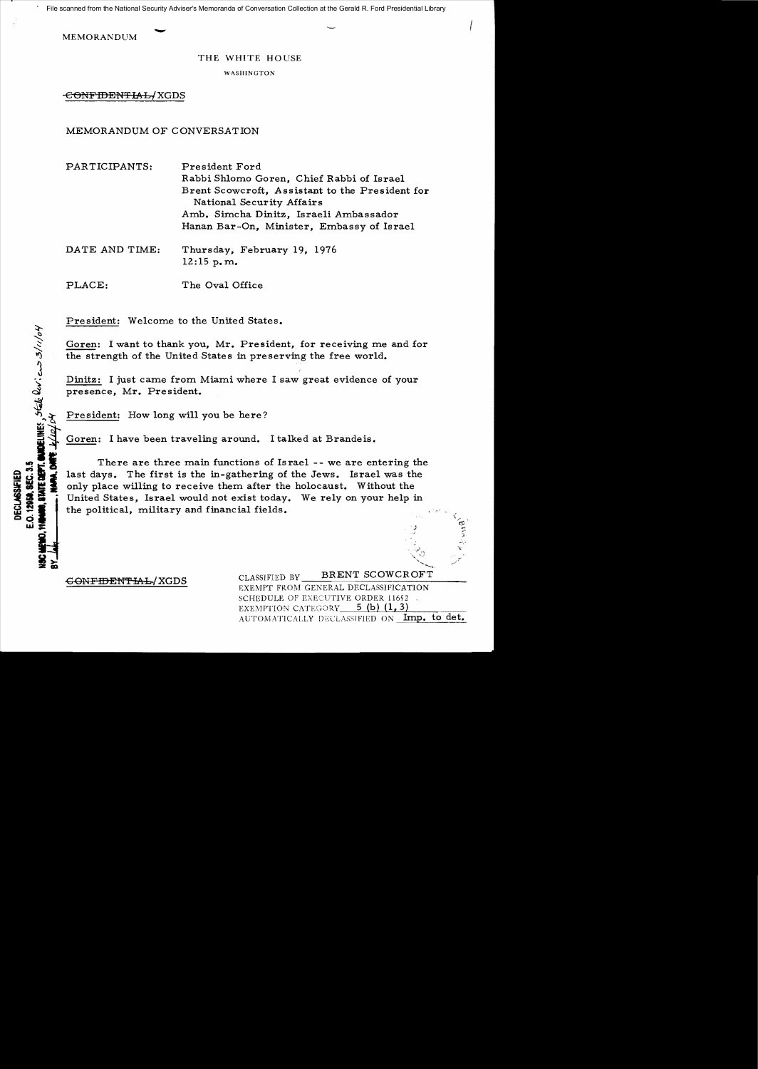File scanned from the National Security Adviser's Memoranda of Conversation Collection at the Gerald R. Ford Presidential Library

MEMORANDUM

THE WHITE HOUSE

WASHINGTON

~~CONFIDENTIAL~~/XGDS

MEMORANDUM OF CONVERSATION

PARTICIPANTS: President Ford
Rabbi Shlomo Goren, Chief Rabbi of Israel
Brent Scowcroft, Assistant to the President for National Security Affairs
Amb. Simcha Dinitz, Israeli Ambassador
Hanan Bar-On, Minister, Embassy of Israel

DATE AND TIME: Thursday, February 19, 1976
12:15 p.m.

PLACE: The Oval Office

DECLASSIFIED
E.O. 12958, SEC. 3.5
NSC MEMO, 11/24/98, STATE DEPT. GUIDELINES, State Dept. review 3/11/04
BY [initials], NARA, DATE 4/20/04

President: Welcome to the United States.

Goren: I want to thank you, Mr. President, for receiving me and for the strength of the United States in preserving the free world.

Dinitz: I just came from Miami where I saw great evidence of your presence, Mr. President.

President: How long will you be here?

Goren: I have been traveling around. I talked at Brandeis.

There are three main functions of Israel -- we are entering the last days. The first is the in-gathering of the Jews. Israel was the only place willing to receive them after the holocaust. Without the United States, Israel would not exist today. We rely on your help in the political, military and financial fields.

~~CONFIDENTIAL~~/XGDS

CLASSIFIED BY BRENT SCOWCROFT
EXEMPT FROM GENERAL DECLASSIFICATION
SCHEDULE OF EXECUTIVE ORDER 11652
EXEMPTION CATEGORY 5 (b) (1, 3)
AUTOMATICALLY DECLASSIFIED ON Imp. to det.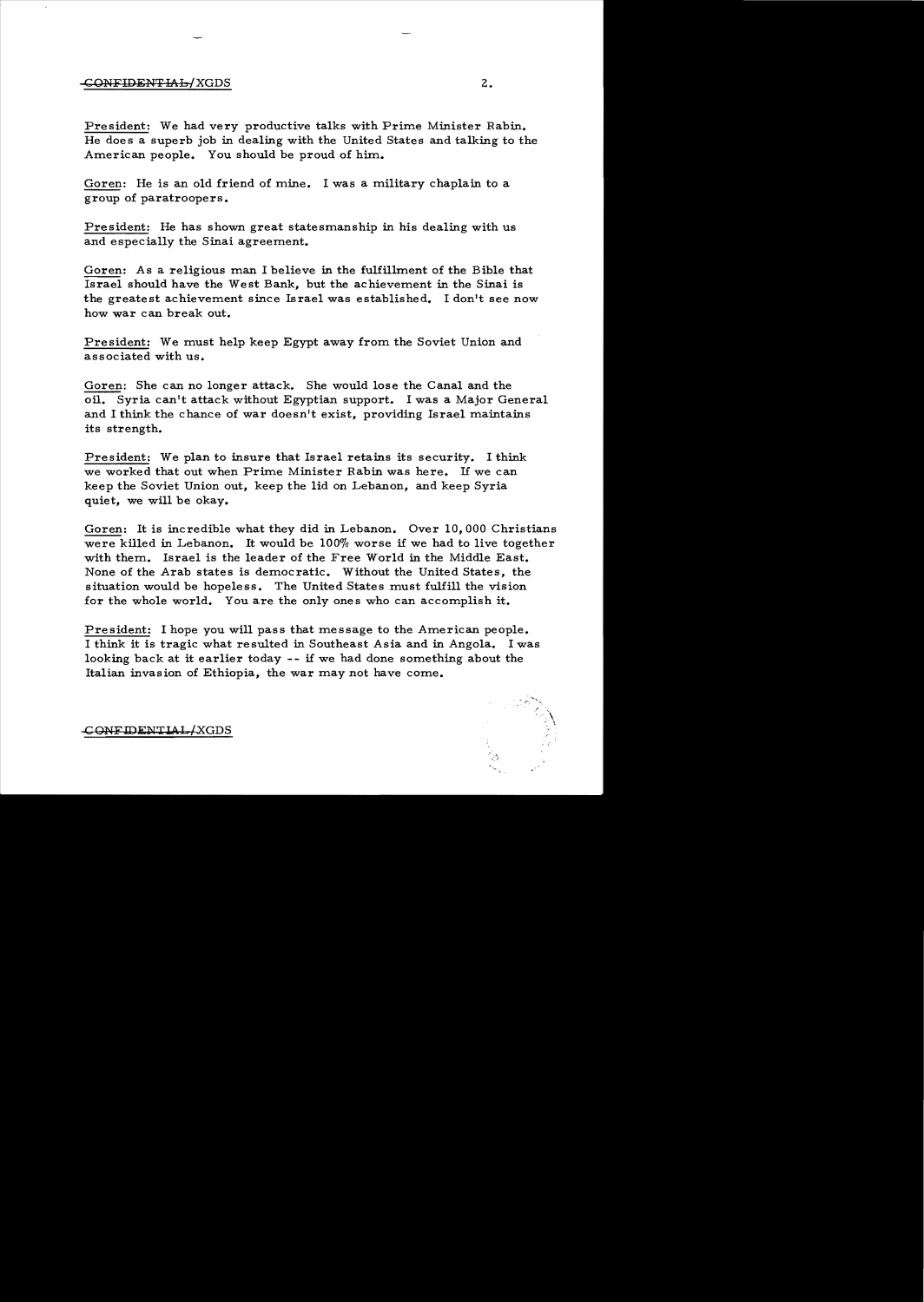President: We had very productive talks with Prime Minister Rabin. He does a superb job in dealing with the United States and talking to the American people. You should be proud of him.

Goren: He is an old friend of mine. I was a military chaplain to a group of paratroopers.

President: He has shown great statesmanship in his dealing with us and especially the Sinai agreement.

Goren: As a religious man I believe in the fulfillment of the Bible that Israel should have the West Bank, but the achievement in the Sinai is the greatest achievement since Israel was established. I don't see now how war can break out.

President: We must help keep Egypt away from the Soviet Union and associated with us.

Goren: She can no longer attack. She would lose the Canal and the oil. Syria can't attack without Egyptian support. I was a Major General and I think the chance of war doesn't exist, providing Israel maintains its strength.

President: We plan to insure that Israel retains its security. I think we worked that out when Prime Minister Rabin was here. If we can keep the Soviet Union out, keep the lid on Lebanon, and keep Syria quiet, we will be okay.

Goren: It is incredible what they did in Lebanon. Over 10,000 Christians were killed in Lebanon. It would be 100% worse if we had to live together with them. Israel is the leader of the Free World in the Middle East. None of the Arab states is democratic. Without the United States, the situation would be hopeless. The United States must fulfill the vision for the whole world. You are the only ones who can accomplish it.

President: I hope you will pass that message to the American people. I think it is tragic what resulted in Southeast Asia and in Angola. I was looking back at it earlier today -- if we had done something about the Italian invasion of Ethiopia, the war may not have come.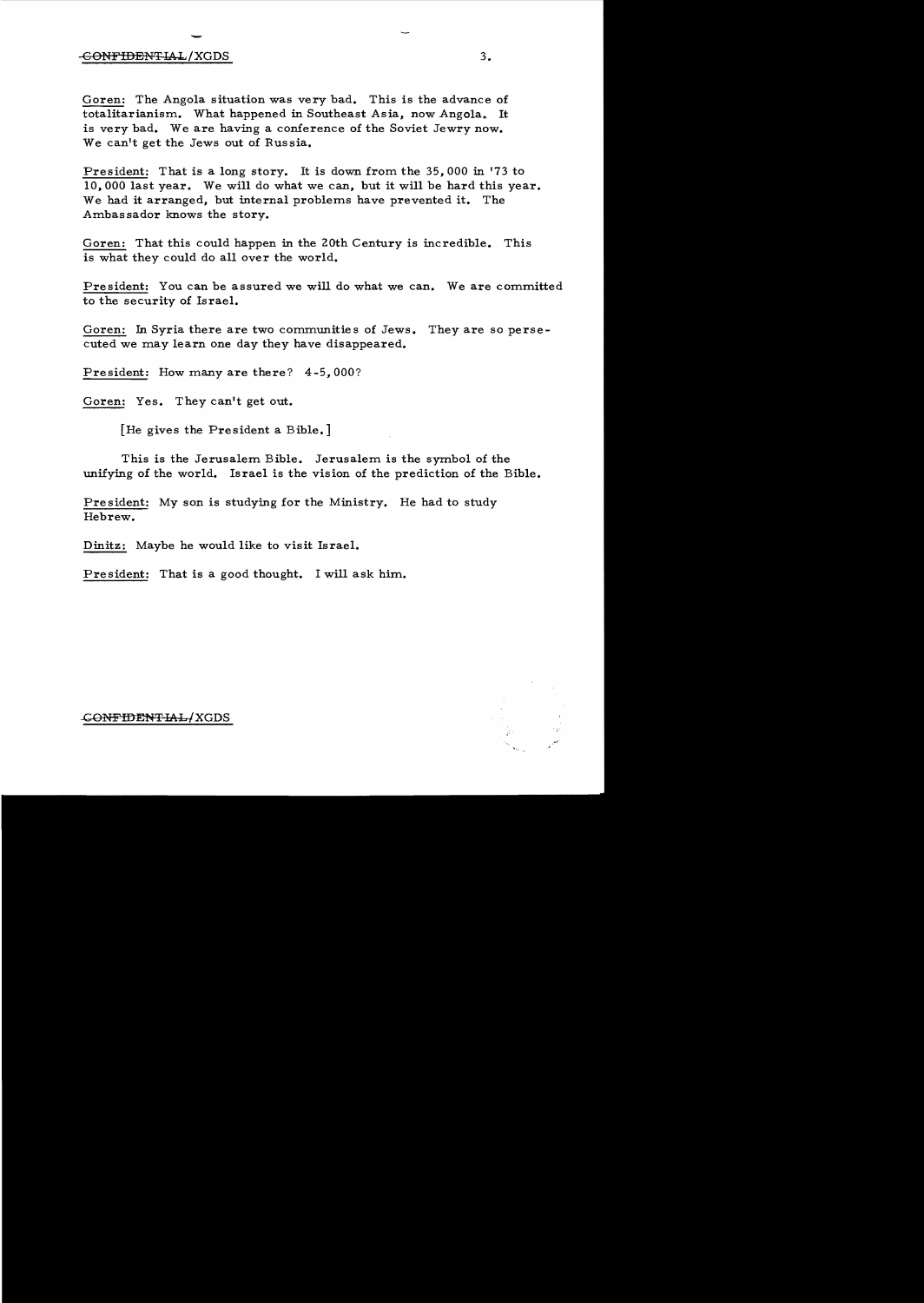Goren: The Angola situation was very bad. This is the advance of totalitarianism. What happened in Southeast Asia, now Angola. It is very bad. We are having a conference of the Soviet Jewry now. We can't get the Jews out of Russia.

President: That is a long story. It is down from the 35,000 in '73 to 10,000 last year. We will do what we can, but it will be hard this year. We had it arranged, but internal problems have prevented it. The Ambassador knows the story.

Goren: That this could happen in the 20th Century is incredible. This is what they could do all over the world.

President: You can be assured we will do what we can. We are committed to the security of Israel.

Goren: In Syria there are two communities of Jews. They are so persecuted we may learn one day they have disappeared.

President: How many are there? 4-5,000?

Goren: Yes. They can't get out.

[He gives the President a Bible.]

This is the Jerusalem Bible. Jerusalem is the symbol of the unifying of the world. Israel is the vision of the prediction of the Bible.

President: My son is studying for the Ministry. He had to study Hebrew.

Dinitz: Maybe he would like to visit Israel.

President: That is a good thought. I will ask him.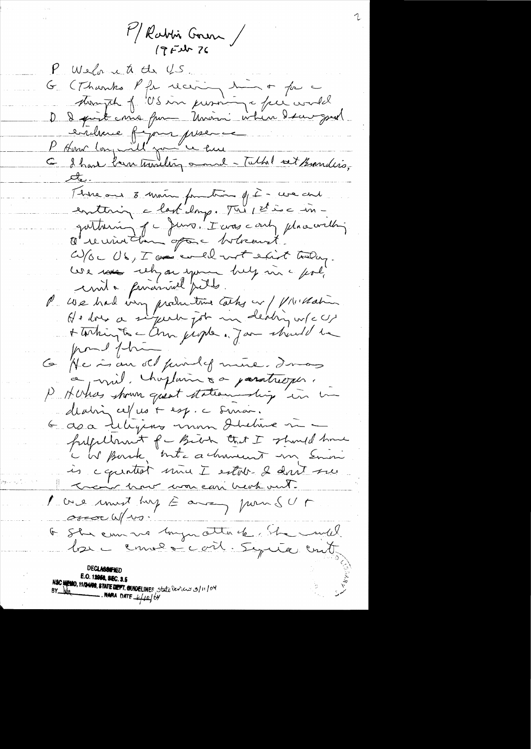P/Rabbi Goren /
19 Feb 76

P Welcome to the US.

G (Thanks P for receiving him & for the strength of US in pursuing a free world.

D I just came from Miami where I saw good evidence of your presence.

P How long will you be here.

G I have been traveling around – Talked at Brandeis, etc.

There are 3 main functions of I – we are entering the last days. This 1st is ingathering of the Jews. I was only place willing to receive them after the holocaust.

W/o the US, I would not exist today. We rely on your help in the political and financial field.

P We had very productive talks w/ PM Rabin. He does a superb job in dealing w/the US & talking to the Am people. You should be proud of him.

G He is an old friend of mine. I was a mil. chaplain & a paratrooper.

P He has shown great statesmanship in his dealing w/ us & esp. the Sinai.

G As a religious man I believe in the fulfillment of the Bible that I should have the W Bank, but the achievement in Sinai is the greatest since I established. I don't see how war can break out.

P We must keep the area peaceful US & Israel w/us.

G Sha ... ... attack. She would lose the ... & oil. Syria can't

DECLASSIFIED
E.O. 12958, SEC. 3.5
NSC MEMO, 11/24/98, STATE DEPT. GUIDELINES State Review 3/11/04
BY ___ , NARA DATE 6/10/04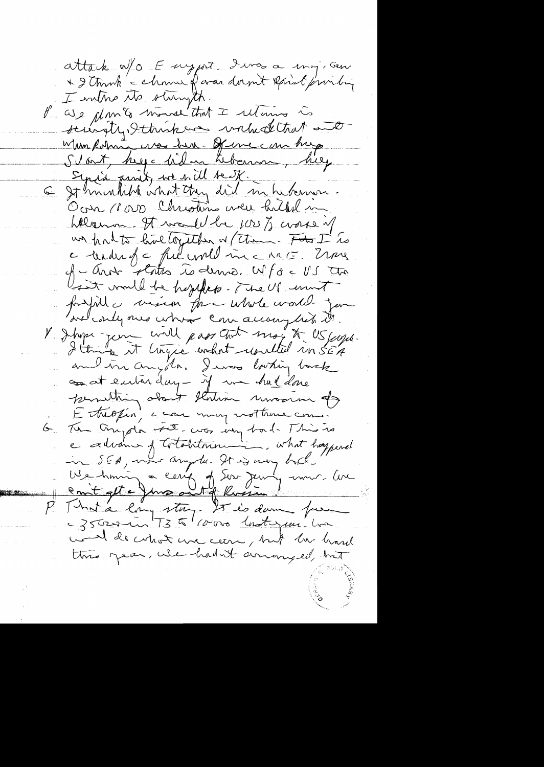attack w/o E support. I was a maj. gen
& I think a chance of war doesn't exist providing
I retains its strength.

P We plan to insure that I retains its
security. I think we worked that out
when Rabin was here. If we can keep
S[yria] out, keep Lid in Lebanon, keep
Syria quiet, we will be OK.

G It modified what they did in Lebanon.
Over 10,000 Christians were killed in
Lebanon. It would be 100% worse if
we had to live together w/them. I is
a leader of a free world in a ME. Where
of a Arab states is demo. W/o a US the
west would be hopeless. The US must
fulfill a mission for a whole world - you
are only ones who can accomplish it.

V I hope you will pass that msg to US people.
I think it tragic what resulted in SEA
and in Angola. I was looking back
at an earlier day - if we had done
something about Italian invasion of
Ethiopia, a war may not have come.

G The Angola fait accompli was very bad. This is
a advance of totalitarianism, what happened
in SEA, now Angola. It is very bad.
We having a conf of Sov Jewry now. We
can't get a Jews out of Russia.

P That a long story. It is down from
a 35000 in 73 to 10000 last year. We
would do what we can, but we have
this year, we had it arranged, but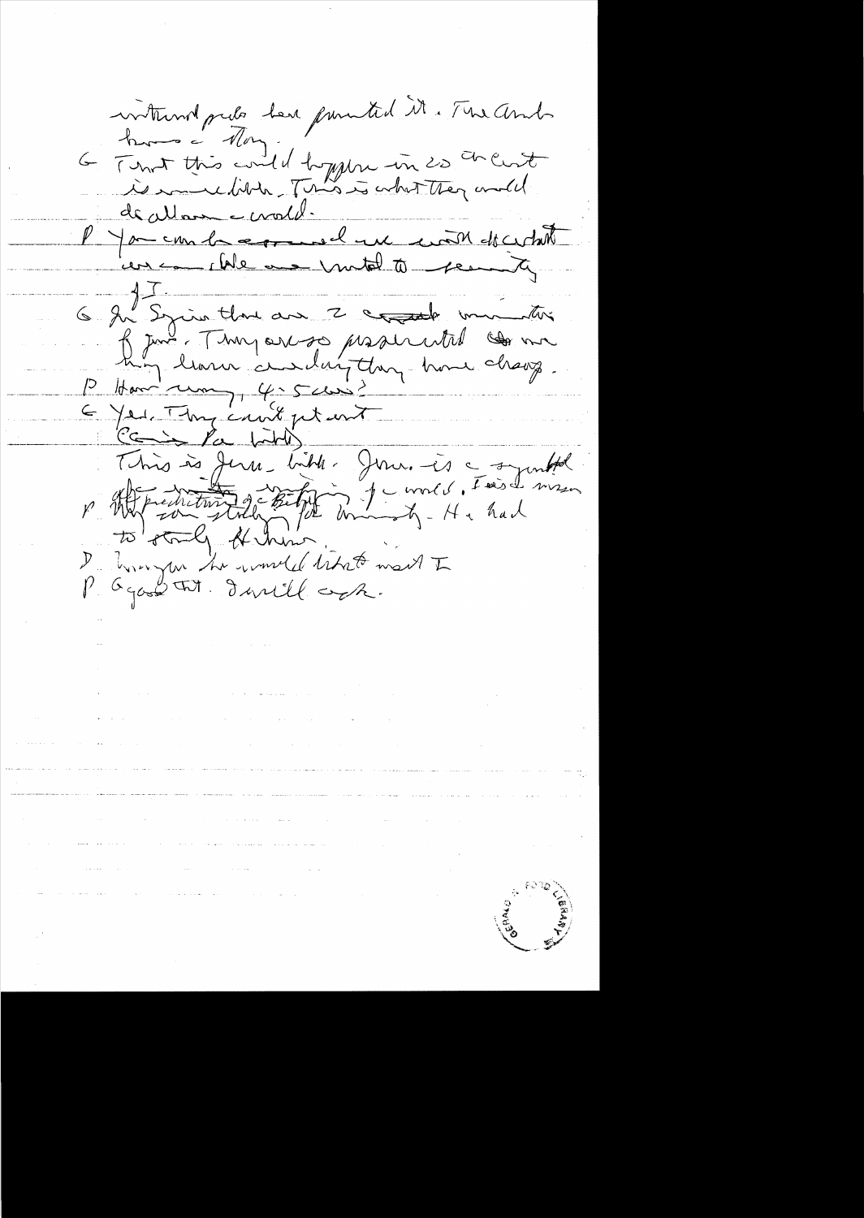international pub has printed it. The Amb knows a story.

G That this could happen in 20th cent is incredible. This is what they would do all over a world.

P You can be assured we will do certain we can. We are united to security

J.J.

G In Syria there are 2 [crossed out] minorities of Jews. They are so persecuted & no living human anything they have changes.

P How many, 4-5 000?

G Yes. They can't get out (Gromyko [illegible])

This is Gromyko's - Jews is a symbol

P My predictions of Bethune for humanity. He had to study. He had

D Everyone he would like to meet I

P Good. I will ask.